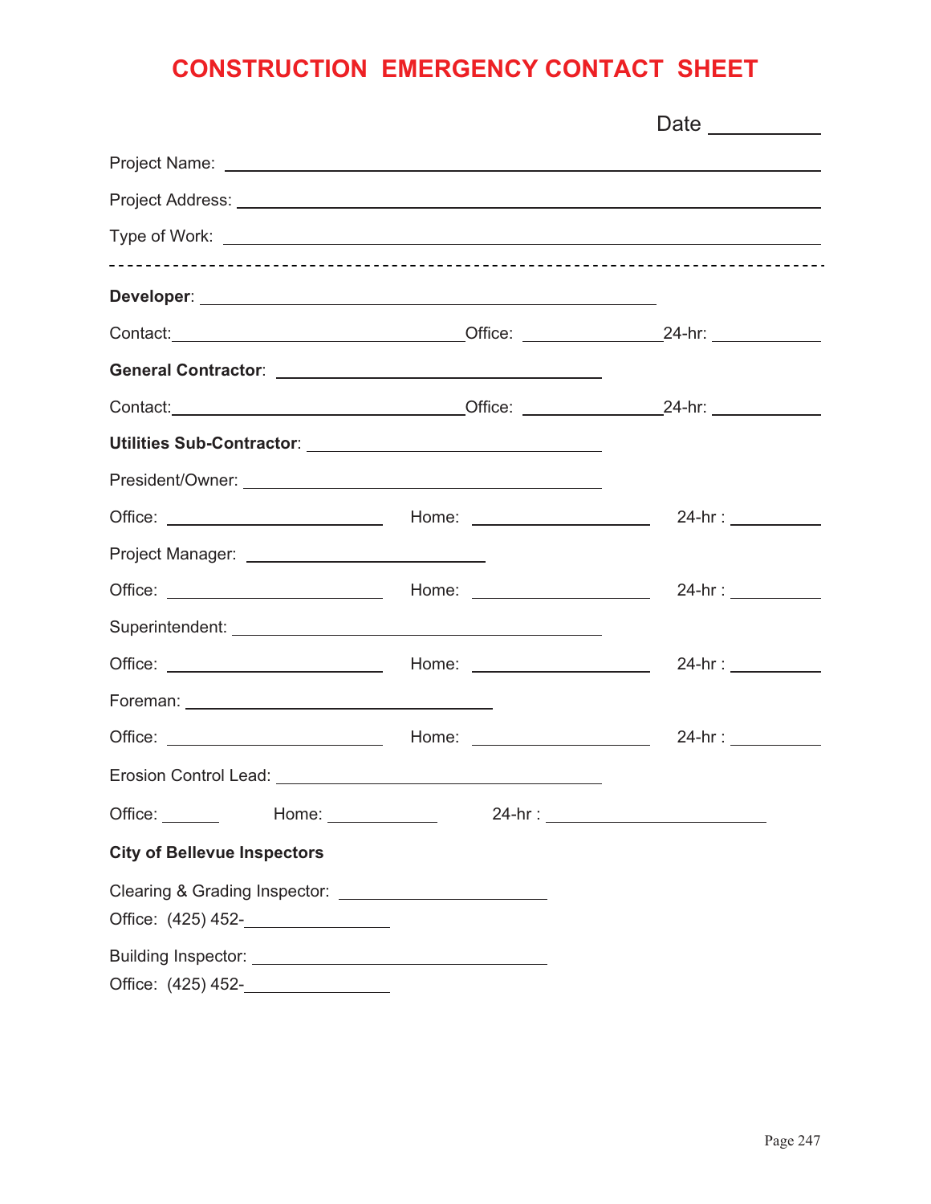# CONSTRUCTION EMERGENCY CONTACT SHEET

Date __________

Project Name: ____________________________________________

Project Address: ____________________________________________

Type of Work: ____________________________________________

---

**Developer**: ______________________________

Contact: ____________________ Office: ____________ 24-hr: ____________

**General Contractor**: ______________________________

Contact: ____________________ Office: ____________ 24-hr: ____________

**Utilities Sub-Contractor**: ______________________________

President/Owner: ______________________________

Office: ____________ Home: ____________ 24-hr : ____________

Project Manager: ______________________________

Office: ____________ Home: ____________ 24-hr : ____________

Superintendent: ______________________________

Office: ____________ Home: ____________ 24-hr : ____________

Foreman: ______________________________

Office: ____________ Home: ____________ 24-hr : ____________

Erosion Control Lead: ______________________________

Office: ______ Home: ____________ 24-hr : ____________

**City of Bellevue Inspectors**

Clearing & Grading Inspector: ____________________

Office: (425) 452-____________

Building Inspector: ____________________

Office: (425) 452-____________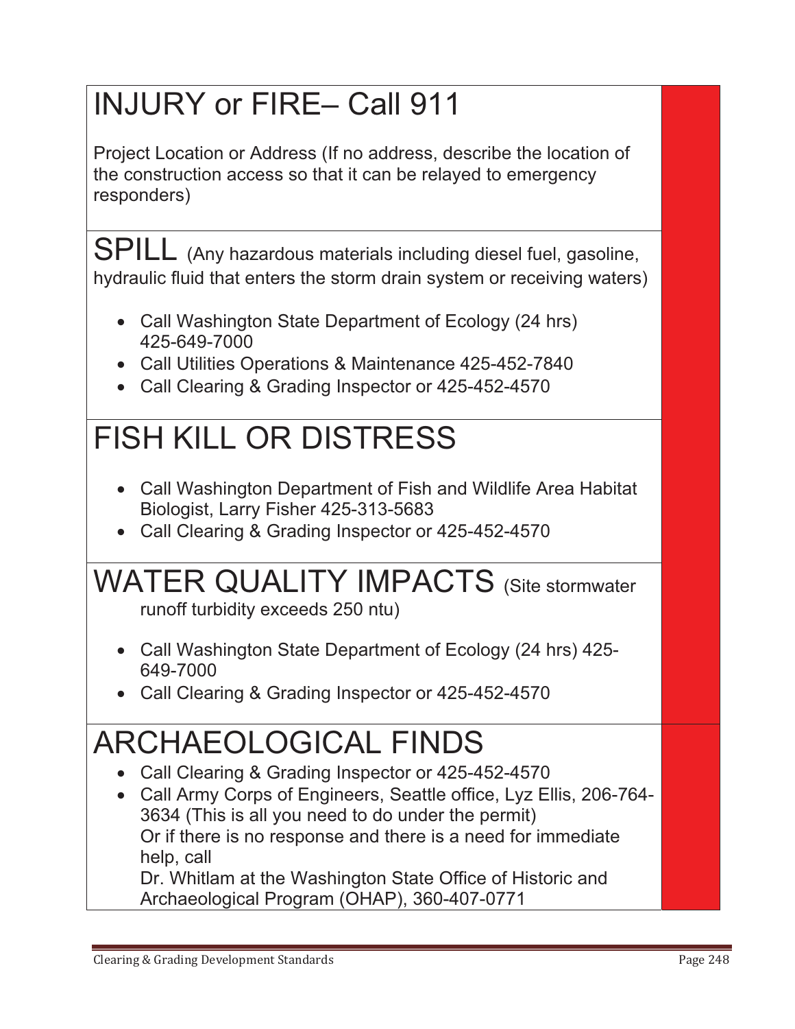## INJURY or FIRE– Call 911

Project Location or Address (If no address, describe the location of the construction access so that it can be relayed to emergency responders)

## SPILL (Any hazardous materials including diesel fuel, gasoline, hydraulic fluid that enters the storm drain system or receiving waters)

- Call Washington State Department of Ecology (24 hrs) 425-649-7000
- Call Utilities Operations & Maintenance 425-452-7840
- Call Clearing & Grading Inspector or 425-452-4570

## FISH KILL OR DISTRESS

- Call Washington Department of Fish and Wildlife Area Habitat Biologist, Larry Fisher 425-313-5683
- Call Clearing & Grading Inspector or 425-452-4570

## WATER QUALITY IMPACTS (Site stormwater runoff turbidity exceeds 250 ntu)

- Call Washington State Department of Ecology (24 hrs) 425-649-7000
- Call Clearing & Grading Inspector or 425-452-4570

## ARCHAEOLOGICAL FINDS

- Call Clearing & Grading Inspector or 425-452-4570
- Call Army Corps of Engineers, Seattle office, Lyz Ellis, 206-764-3634 (This is all you need to do under the permit)
  Or if there is no response and there is a need for immediate help, call
  Dr. Whitlam at the Washington State Office of Historic and Archaeological Program (OHAP), 360-407-0771